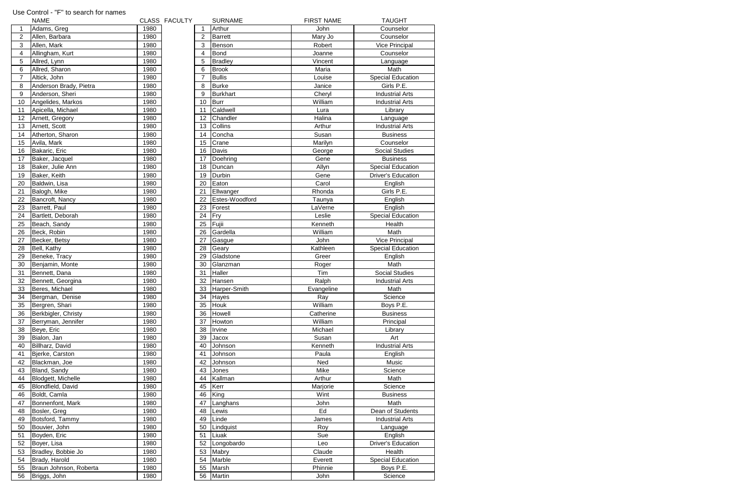Use Control - "F" to search for names

| | NAME | CLASS | FACULTY | | SURNAME | FIRST NAME | TAUGHT |
|---|---|---|---|---|---|---|---|
| 1 | Adams, Greg | 1980 | | 1 | Arthur | John | Counselor |
| 2 | Allen, Barbara | 1980 | | 2 | Barrett | Mary Jo | Counselor |
| 3 | Allen, Mark | 1980 | | 3 | Benson | Robert | Vice Principal |
| 4 | Allingham, Kurt | 1980 | | 4 | Bond | Joanne | Counselor |
| 5 | Allred, Lynn | 1980 | | 5 | Bradley | Vincent | Language |
| 6 | Allred, Sharon | 1980 | | 6 | Brook | Maria | Math |
| 7 | Altick, John | 1980 | | 7 | Bullis | Louise | Special Education |
| 8 | Anderson Brady, Pietra | 1980 | | 8 | Burke | Janice | Girls P.E. |
| 9 | Anderson, Sheri | 1980 | | 9 | Burkhart | Cheryl | Industrial Arts |
| 10 | Angelides, Markos | 1980 | | 10 | Burr | William | Industrial Arts |
| 11 | Apicella, Michael | 1980 | | 11 | Caldwell | Lura | Library |
| 12 | Arnett, Gregory | 1980 | | 12 | Chandler | Halina | Language |
| 13 | Arnett, Scott | 1980 | | 13 | Collins | Arthur | Industrial Arts |
| 14 | Atherton, Sharon | 1980 | | 14 | Concha | Susan | Business |
| 15 | Avila, Mark | 1980 | | 15 | Crane | Marilyn | Counselor |
| 16 | Bakaric, Eric | 1980 | | 16 | Davis | George | Social Studies |
| 17 | Baker, Jacquel | 1980 | | 17 | Doehring | Gene | Business |
| 18 | Baker, Julie Ann | 1980 | | 18 | Duncan | Allyn | Special Education |
| 19 | Baker, Keith | 1980 | | 19 | Durbin | Gene | Driver's Education |
| 20 | Baldwin, Lisa | 1980 | | 20 | Eaton | Carol | English |
| 21 | Balogh, Mike | 1980 | | 21 | Ellwanger | Rhonda | Girls P.E. |
| 22 | Bancroft, Nancy | 1980 | | 22 | Estes-Woodford | Taunya | English |
| 23 | Barrett, Paul | 1980 | | 23 | Forest | LaVerne | English |
| 24 | Bartlett, Deborah | 1980 | | 24 | Fry | Leslie | Special Education |
| 25 | Beach, Sandy | 1980 | | 25 | Fujii | Kenneth | Health |
| 26 | Beck, Robin | 1980 | | 26 | Gardella | William | Math |
| 27 | Becker, Betsy | 1980 | | 27 | Gasgue | John | Vice Principal |
| 28 | Bell, Kathy | 1980 | | 28 | Geary | Kathleen | Special Education |
| 29 | Beneke, Tracy | 1980 | | 29 | Gladstone | Greer | English |
| 30 | Benjamin, Monte | 1980 | | 30 | Glanzman | Roger | Math |
| 31 | Bennett, Dana | 1980 | | 31 | Haller | Tim | Social Studies |
| 32 | Bennett, Georgina | 1980 | | 32 | Hansen | Ralph | Industrial Arts |
| 33 | Beres, Michael | 1980 | | 33 | Harper-Smith | Evangeline | Math |
| 34 | Bergman, Denise | 1980 | | 34 | Hayes | Ray | Science |
| 35 | Bergren, Shari | 1980 | | 35 | Houk | William | Boys P.E. |
| 36 | Berkbigler, Christy | 1980 | | 36 | Howell | Catherine | Business |
| 37 | Berryman, Jennifer | 1980 | | 37 | Howton | William | Principal |
| 38 | Beye, Eric | 1980 | | 38 | Irvine | Michael | Library |
| 39 | Bialon, Jan | 1980 | | 39 | Jacox | Susan | Art |
| 40 | Billharz, David | 1980 | | 40 | Johnson | Kenneth | Industrial Arts |
| 41 | Bjerke, Carston | 1980 | | 41 | Johnson | Paula | English |
| 42 | Blackman, Joe | 1980 | | 42 | Johnson | Ned | Music |
| 43 | Bland, Sandy | 1980 | | 43 | Jones | Mike | Science |
| 44 | Blodgett, Michelle | 1980 | | 44 | Kallman | Arthur | Math |
| 45 | Blondfield, David | 1980 | | 45 | Kerr | Marjorie | Science |
| 46 | Boldt, Camla | 1980 | | 46 | King | Wint | Business |
| 47 | Bonnenfont, Mark | 1980 | | 47 | Langhans | John | Math |
| 48 | Bosler, Greg | 1980 | | 48 | Lewis | Ed | Dean of Students |
| 49 | Botsford, Tammy | 1980 | | 49 | Linde | James | Industrial Arts |
| 50 | Bouvier, John | 1980 | | 50 | Lindquist | Roy | Language |
| 51 | Boyden, Eric | 1980 | | 51 | Liuak | Sue | English |
| 52 | Boyer, Lisa | 1980 | | 52 | Longobardo | Leo | Driver's Education |
| 53 | Bradley, Bobbie Jo | 1980 | | 53 | Mabry | Claude | Health |
| 54 | Brady, Harold | 1980 | | 54 | Marble | Everett | Special Education |
| 55 | Braun Johnson, Roberta | 1980 | | 55 | Marsh | Phinnie | Boys P.E. |
| 56 | Briggs, John | 1980 | | 56 | Martin | John | Science |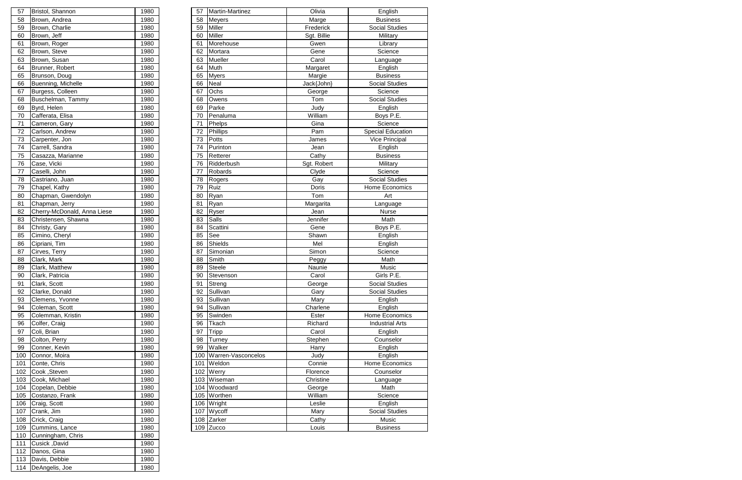| 57 | Bristol, Shannon | 1980 |
|---|---|---|
| 58 | Brown, Andrea | 1980 |
| 59 | Brown, Charlie | 1980 |
| 60 | Brown, Jeff | 1980 |
| 61 | Brown, Roger | 1980 |
| 62 | Brown, Steve | 1980 |
| 63 | Brown, Susan | 1980 |
| 64 | Brunner, Robert | 1980 |
| 65 | Brunson, Doug | 1980 |
| 66 | Buenning, Michelle | 1980 |
| 67 | Burgess, Colleen | 1980 |
| 68 | Buschelman, Tammy | 1980 |
| 69 | Byrd, Helen | 1980 |
| 70 | Cafferata, Elisa | 1980 |
| 71 | Cameron, Gary | 1980 |
| 72 | Carlson, Andrew | 1980 |
| 73 | Carpenter, Jon | 1980 |
| 74 | Carrell, Sandra | 1980 |
| 75 | Casazza, Marianne | 1980 |
| 76 | Case, Vicki | 1980 |
| 77 | Caselli, John | 1980 |
| 78 | Castriano, Juan | 1980 |
| 79 | Chapel, Kathy | 1980 |
| 80 | Chapman, Gwendolyn | 1980 |
| 81 | Chapman, Jerry | 1980 |
| 82 | Cherry-McDonald, Anna Liese | 1980 |
| 83 | Christensen, Shawna | 1980 |
| 84 | Christy, Gary | 1980 |
| 85 | Cimino, Cheryl | 1980 |
| 86 | Cipriani, Tim | 1980 |
| 87 | Cirves, Terry | 1980 |
| 88 | Clark, Mark | 1980 |
| 89 | Clark, Matthew | 1980 |
| 90 | Clark, Patricia | 1980 |
| 91 | Clark, Scott | 1980 |
| 92 | Clarke, Donald | 1980 |
| 93 | Clemens, Yvonne | 1980 |
| 94 | Coleman, Scott | 1980 |
| 95 | Colemman, Kristin | 1980 |
| 96 | Colfer, Craig | 1980 |
| 97 | Coli, Brian | 1980 |
| 98 | Colton, Perry | 1980 |
| 99 | Conner, Kevin | 1980 |
| 100 | Connor, Moira | 1980 |
| 101 | Conte, Chris | 1980 |
| 102 | Cook ,Steven | 1980 |
| 103 | Cook, Michael | 1980 |
| 104 | Copelan, Debbie | 1980 |
| 105 | Costanzo, Frank | 1980 |
| 106 | Craig, Scott | 1980 |
| 107 | Crank, Jim | 1980 |
| 108 | Crick, Craig | 1980 |
| 109 | Cummins, Lance | 1980 |
| 110 | Cunningham, Chris | 1980 |
| 111 | Cusick ,David | 1980 |
| 112 | Danos, Gina | 1980 |
| 113 | Davis, Debbie | 1980 |
| 114 | DeAngelis, Joe | 1980 |

| 57 | Martin-Martinez | Olivia | English |
|---|---|---|---|
| 58 | Meyers | Marge | Business |
| 59 | Miller | Frederick | Social Studies |
| 60 | Miller | Sgt. Billie | Military |
| 61 | Morehouse | Gwen | Library |
| 62 | Mortara | Gene | Science |
| 63 | Mueller | Carol | Language |
| 64 | Muth | Margaret | English |
| 65 | Myers | Margie | Business |
| 66 | Neal | Jack{John} | Social Studies |
| 67 | Ochs | George | Science |
| 68 | Owens | Tom | Social Studies |
| 69 | Parke | Judy | English |
| 70 | Penaluma | William | Boys P.E. |
| 71 | Phelps | Gina | Science |
| 72 | Phillips | Pam | Special Education |
| 73 | Potts | James | Vice Principal |
| 74 | Purinton | Jean | English |
| 75 | Retterer | Cathy | Business |
| 76 | Ridderbush | Sgt. Robert | Military |
| 77 | Robards | Clyde | Science |
| 78 | Rogers | Gay | Social Studies |
| 79 | Ruiz | Doris | Home Economics |
| 80 | Ryan | Tom | Art |
| 81 | Ryan | Margarita | Language |
| 82 | Ryser | Jean | Nurse |
| 83 | Salls | Jennifer | Math |
| 84 | Scattini | Gene | Boys P.E. |
| 85 | See | Shawn | English |
| 86 | Shields | Mel | English |
| 87 | Simonian | Simon | Science |
| 88 | Smith | Peggy | Math |
| 89 | Steele | Naunie | Music |
| 90 | Stevenson | Carol | Girls P.E. |
| 91 | Streng | George | Social Studies |
| 92 | Sullivan | Gary | Social Studies |
| 93 | Sullivan | Mary | English |
| 94 | Sullivan | Charlene | English |
| 95 | Swinden | Ester | Home Economics |
| 96 | Tkach | Richard | Industrial Arts |
| 97 | Tripp | Carol | English |
| 98 | Turney | Stephen | Counselor |
| 99 | Walker | Harry | English |
| 100 | Warren-Vasconcelos | Judy | English |
| 101 | Weldon | Connie | Home Economics |
| 102 | Werry | Florence | Counselor |
| 103 | Wiseman | Christine | Language |
| 104 | Woodward | George | Math |
| 105 | Worthen | William | Science |
| 106 | Wright | Leslie | English |
| 107 | Wycoff | Mary | Social Studies |
| 108 | Zarker | Cathy | Music |
| 109 | Zucco | Louis | Business |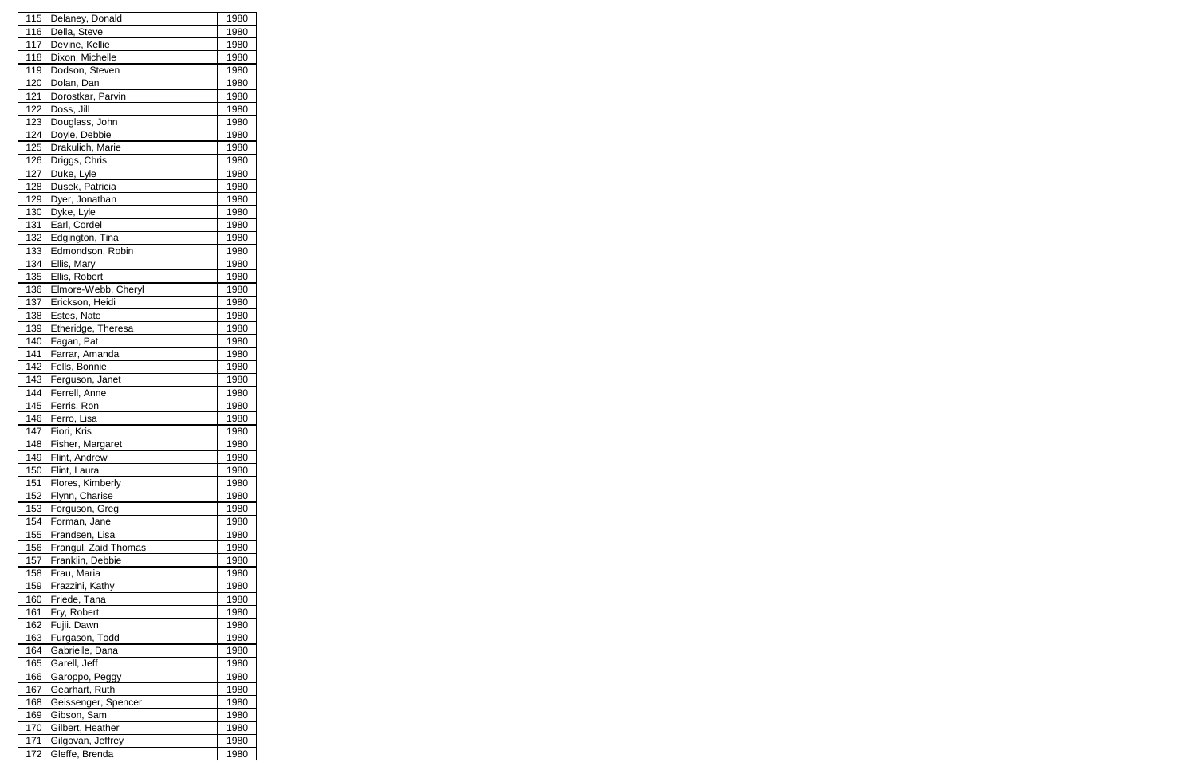| | | |
|---|---|---|
| 115 | Delaney, Donald | 1980 |
| 116 | Della, Steve | 1980 |
| 117 | Devine, Kellie | 1980 |
| 118 | Dixon, Michelle | 1980 |
| 119 | Dodson, Steven | 1980 |
| 120 | Dolan, Dan | 1980 |
| 121 | Dorostkar, Parvin | 1980 |
| 122 | Doss, Jill | 1980 |
| 123 | Douglass, John | 1980 |
| 124 | Doyle, Debbie | 1980 |
| 125 | Drakulich, Marie | 1980 |
| 126 | Driggs, Chris | 1980 |
| 127 | Duke, Lyle | 1980 |
| 128 | Dusek, Patricia | 1980 |
| 129 | Dyer, Jonathan | 1980 |
| 130 | Dyke, Lyle | 1980 |
| 131 | Earl, Cordel | 1980 |
| 132 | Edgington, Tina | 1980 |
| 133 | Edmondson, Robin | 1980 |
| 134 | Ellis, Mary | 1980 |
| 135 | Ellis, Robert | 1980 |
| 136 | Elmore-Webb, Cheryl | 1980 |
| 137 | Erickson, Heidi | 1980 |
| 138 | Estes, Nate | 1980 |
| 139 | Etheridge, Theresa | 1980 |
| 140 | Fagan, Pat | 1980 |
| 141 | Farrar, Amanda | 1980 |
| 142 | Fells, Bonnie | 1980 |
| 143 | Ferguson, Janet | 1980 |
| 144 | Ferrell, Anne | 1980 |
| 145 | Ferris, Ron | 1980 |
| 146 | Ferro, Lisa | 1980 |
| 147 | Fiori, Kris | 1980 |
| 148 | Fisher, Margaret | 1980 |
| 149 | Flint, Andrew | 1980 |
| 150 | Flint, Laura | 1980 |
| 151 | Flores, Kimberly | 1980 |
| 152 | Flynn, Charise | 1980 |
| 153 | Forguson, Greg | 1980 |
| 154 | Forman, Jane | 1980 |
| 155 | Frandsen, Lisa | 1980 |
| 156 | Frangul, Zaid Thomas | 1980 |
| 157 | Franklin, Debbie | 1980 |
| 158 | Frau, Maria | 1980 |
| 159 | Frazzini, Kathy | 1980 |
| 160 | Friede, Tana | 1980 |
| 161 | Fry, Robert | 1980 |
| 162 | Fujii. Dawn | 1980 |
| 163 | Furgason, Todd | 1980 |
| 164 | Gabrielle, Dana | 1980 |
| 165 | Garell, Jeff | 1980 |
| 166 | Garoppo, Peggy | 1980 |
| 167 | Gearhart, Ruth | 1980 |
| 168 | Geissenger, Spencer | 1980 |
| 169 | Gibson, Sam | 1980 |
| 170 | Gilbert, Heather | 1980 |
| 171 | Gilgovan, Jeffrey | 1980 |
| 172 | Gleffe, Brenda | 1980 |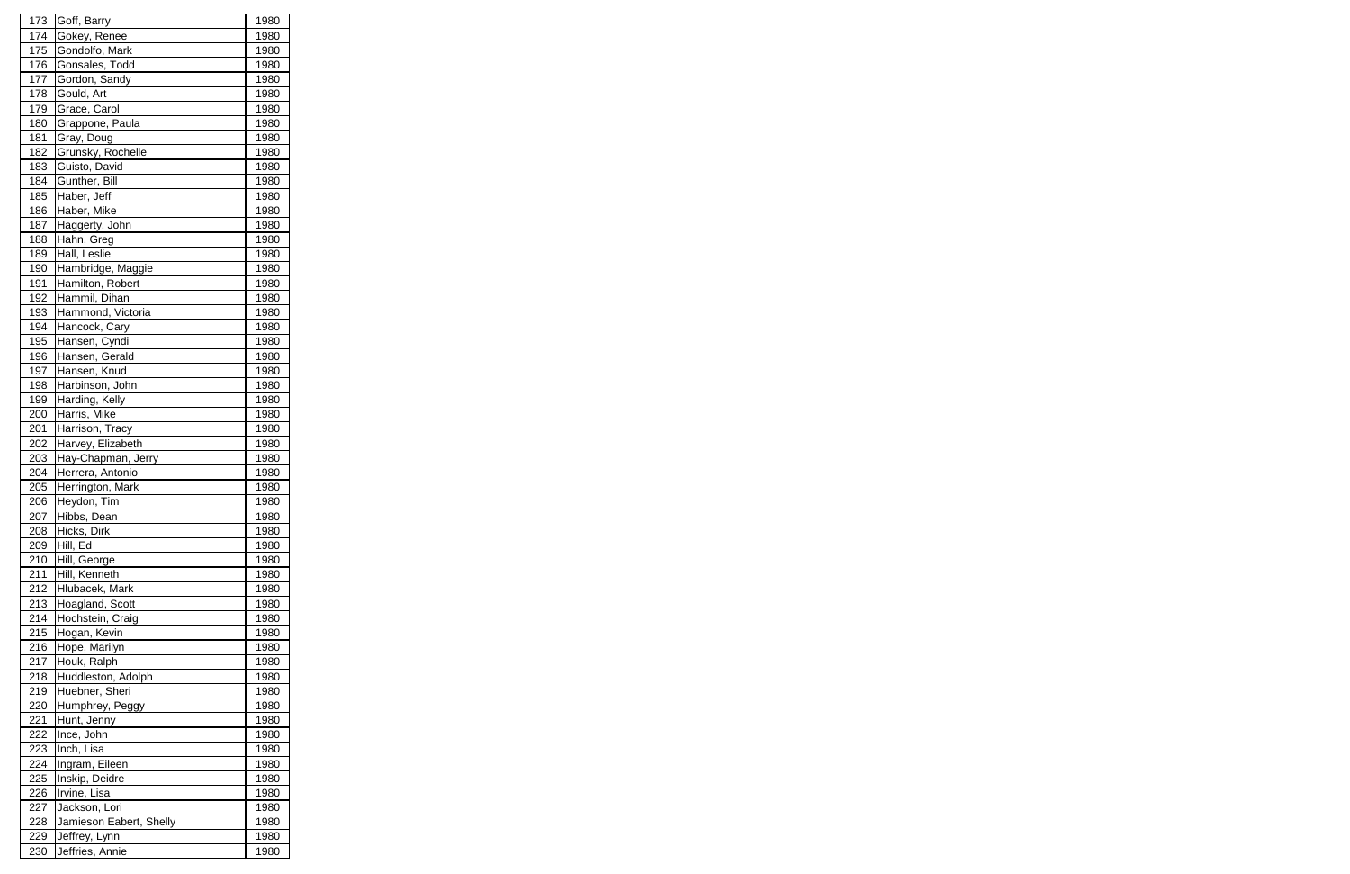| 173 | Goff, Barry | 1980 |
|---|---|---|
| 174 | Gokey, Renee | 1980 |
| 175 | Gondolfo, Mark | 1980 |
| 176 | Gonsales, Todd | 1980 |
| 177 | Gordon, Sandy | 1980 |
| 178 | Gould, Art | 1980 |
| 179 | Grace, Carol | 1980 |
| 180 | Grappone, Paula | 1980 |
| 181 | Gray, Doug | 1980 |
| 182 | Grunsky, Rochelle | 1980 |
| 183 | Guisto, David | 1980 |
| 184 | Gunther, Bill | 1980 |
| 185 | Haber, Jeff | 1980 |
| 186 | Haber, Mike | 1980 |
| 187 | Haggerty, John | 1980 |
| 188 | Hahn, Greg | 1980 |
| 189 | Hall, Leslie | 1980 |
| 190 | Hambridge, Maggie | 1980 |
| 191 | Hamilton, Robert | 1980 |
| 192 | Hammil, Dihan | 1980 |
| 193 | Hammond, Victoria | 1980 |
| 194 | Hancock, Cary | 1980 |
| 195 | Hansen, Cyndi | 1980 |
| 196 | Hansen, Gerald | 1980 |
| 197 | Hansen, Knud | 1980 |
| 198 | Harbinson, John | 1980 |
| 199 | Harding, Kelly | 1980 |
| 200 | Harris, Mike | 1980 |
| 201 | Harrison, Tracy | 1980 |
| 202 | Harvey, Elizabeth | 1980 |
| 203 | Hay-Chapman, Jerry | 1980 |
| 204 | Herrera, Antonio | 1980 |
| 205 | Herrington, Mark | 1980 |
| 206 | Heydon, Tim | 1980 |
| 207 | Hibbs, Dean | 1980 |
| 208 | Hicks, Dirk | 1980 |
| 209 | Hill, Ed | 1980 |
| 210 | Hill, George | 1980 |
| 211 | Hill, Kenneth | 1980 |
| 212 | Hlubacek, Mark | 1980 |
| 213 | Hoagland, Scott | 1980 |
| 214 | Hochstein, Craig | 1980 |
| 215 | Hogan, Kevin | 1980 |
| 216 | Hope, Marilyn | 1980 |
| 217 | Houk, Ralph | 1980 |
| 218 | Huddleston, Adolph | 1980 |
| 219 | Huebner, Sheri | 1980 |
| 220 | Humphrey, Peggy | 1980 |
| 221 | Hunt, Jenny | 1980 |
| 222 | Ince, John | 1980 |
| 223 | Inch, Lisa | 1980 |
| 224 | Ingram, Eileen | 1980 |
| 225 | Inskip, Deidre | 1980 |
| 226 | Irvine, Lisa | 1980 |
| 227 | Jackson, Lori | 1980 |
| 228 | Jamieson Eabert, Shelly | 1980 |
| 229 | Jeffrey, Lynn | 1980 |
| 230 | Jeffries, Annie | 1980 |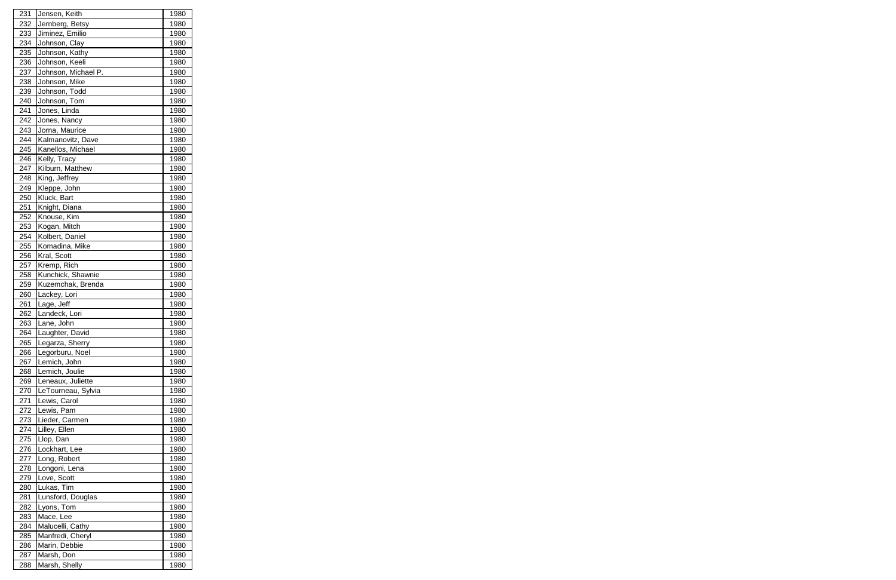| | | |
|---|---|---|
| 231 | Jensen, Keith | 1980 |
| 232 | Jernberg, Betsy | 1980 |
| 233 | Jiminez, Emilio | 1980 |
| 234 | Johnson, Clay | 1980 |
| 235 | Johnson, Kathy | 1980 |
| 236 | Johnson, Keeli | 1980 |
| 237 | Johnson, Michael P. | 1980 |
| 238 | Johnson, Mike | 1980 |
| 239 | Johnson, Todd | 1980 |
| 240 | Johnson, Tom | 1980 |
| 241 | Jones, Linda | 1980 |
| 242 | Jones, Nancy | 1980 |
| 243 | Jorna, Maurice | 1980 |
| 244 | Kalmanovitz, Dave | 1980 |
| 245 | Kanellos, Michael | 1980 |
| 246 | Kelly, Tracy | 1980 |
| 247 | Kilburn, Matthew | 1980 |
| 248 | King, Jeffrey | 1980 |
| 249 | Kleppe, John | 1980 |
| 250 | Kluck, Bart | 1980 |
| 251 | Knight, Diana | 1980 |
| 252 | Knouse, Kim | 1980 |
| 253 | Kogan, Mitch | 1980 |
| 254 | Kolbert, Daniel | 1980 |
| 255 | Komadina, Mike | 1980 |
| 256 | Kral, Scott | 1980 |
| 257 | Kremp, Rich | 1980 |
| 258 | Kunchick, Shawnie | 1980 |
| 259 | Kuzemchak, Brenda | 1980 |
| 260 | Lackey, Lori | 1980 |
| 261 | Lage, Jeff | 1980 |
| 262 | Landeck, Lori | 1980 |
| 263 | Lane, John | 1980 |
| 264 | Laughter, David | 1980 |
| 265 | Legarza, Sherry | 1980 |
| 266 | Legorburu, Noel | 1980 |
| 267 | Lemich, John | 1980 |
| 268 | Lemich, Joulie | 1980 |
| 269 | Leneaux, Juliette | 1980 |
| 270 | LeTourneau, Sylvia | 1980 |
| 271 | Lewis, Carol | 1980 |
| 272 | Lewis, Pam | 1980 |
| 273 | Lieder, Carmen | 1980 |
| 274 | Lilley, Ellen | 1980 |
| 275 | Llop, Dan | 1980 |
| 276 | Lockhart, Lee | 1980 |
| 277 | Long, Robert | 1980 |
| 278 | Longoni, Lena | 1980 |
| 279 | Love, Scott | 1980 |
| 280 | Lukas, Tim | 1980 |
| 281 | Lunsford, Douglas | 1980 |
| 282 | Lyons, Tom | 1980 |
| 283 | Mace, Lee | 1980 |
| 284 | Malucelli, Cathy | 1980 |
| 285 | Manfredi, Cheryl | 1980 |
| 286 | Marin, Debbie | 1980 |
| 287 | Marsh, Don | 1980 |
| 288 | Marsh, Shelly | 1980 |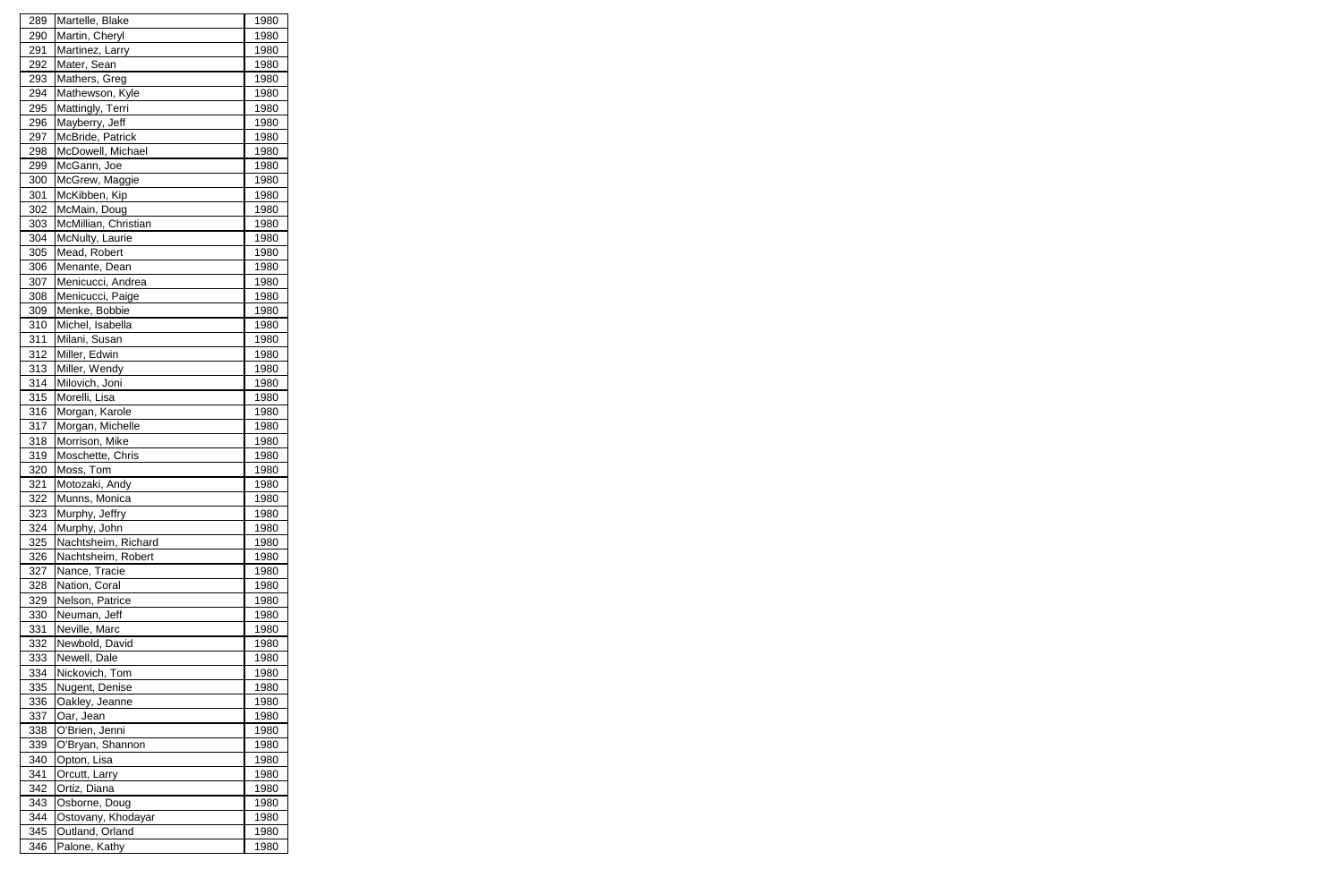| 289 | Martelle, Blake | 1980 |
|---|---|---|
| 290 | Martin, Cheryl | 1980 |
| 291 | Martinez, Larry | 1980 |
| 292 | Mater, Sean | 1980 |
| 293 | Mathers, Greg | 1980 |
| 294 | Mathewson, Kyle | 1980 |
| 295 | Mattingly, Terri | 1980 |
| 296 | Mayberry, Jeff | 1980 |
| 297 | McBride, Patrick | 1980 |
| 298 | McDowell, Michael | 1980 |
| 299 | McGann, Joe | 1980 |
| 300 | McGrew, Maggie | 1980 |
| 301 | McKibben, Kip | 1980 |
| 302 | McMain, Doug | 1980 |
| 303 | McMillian, Christian | 1980 |
| 304 | McNulty, Laurie | 1980 |
| 305 | Mead, Robert | 1980 |
| 306 | Menante, Dean | 1980 |
| 307 | Menicucci, Andrea | 1980 |
| 308 | Menicucci, Paige | 1980 |
| 309 | Menke, Bobbie | 1980 |
| 310 | Michel, Isabella | 1980 |
| 311 | Milani, Susan | 1980 |
| 312 | Miller, Edwin | 1980 |
| 313 | Miller, Wendy | 1980 |
| 314 | Milovich, Joni | 1980 |
| 315 | Morelli, Lisa | 1980 |
| 316 | Morgan, Karole | 1980 |
| 317 | Morgan, Michelle | 1980 |
| 318 | Morrison, Mike | 1980 |
| 319 | Moschette, Chris | 1980 |
| 320 | Moss, Tom | 1980 |
| 321 | Motozaki, Andy | 1980 |
| 322 | Munns, Monica | 1980 |
| 323 | Murphy, Jeffry | 1980 |
| 324 | Murphy, John | 1980 |
| 325 | Nachtsheim, Richard | 1980 |
| 326 | Nachtsheim, Robert | 1980 |
| 327 | Nance, Tracie | 1980 |
| 328 | Nation, Coral | 1980 |
| 329 | Nelson, Patrice | 1980 |
| 330 | Neuman, Jeff | 1980 |
| 331 | Neville, Marc | 1980 |
| 332 | Newbold, David | 1980 |
| 333 | Newell, Dale | 1980 |
| 334 | Nickovich, Tom | 1980 |
| 335 | Nugent, Denise | 1980 |
| 336 | Oakley, Jeanne | 1980 |
| 337 | Oar, Jean | 1980 |
| 338 | O'Brien, Jenni | 1980 |
| 339 | O'Bryan, Shannon | 1980 |
| 340 | Opton, Lisa | 1980 |
| 341 | Orcutt, Larry | 1980 |
| 342 | Ortiz, Diana | 1980 |
| 343 | Osborne, Doug | 1980 |
| 344 | Ostovany, Khodayar | 1980 |
| 345 | Outland, Orland | 1980 |
| 346 | Palone, Kathy | 1980 |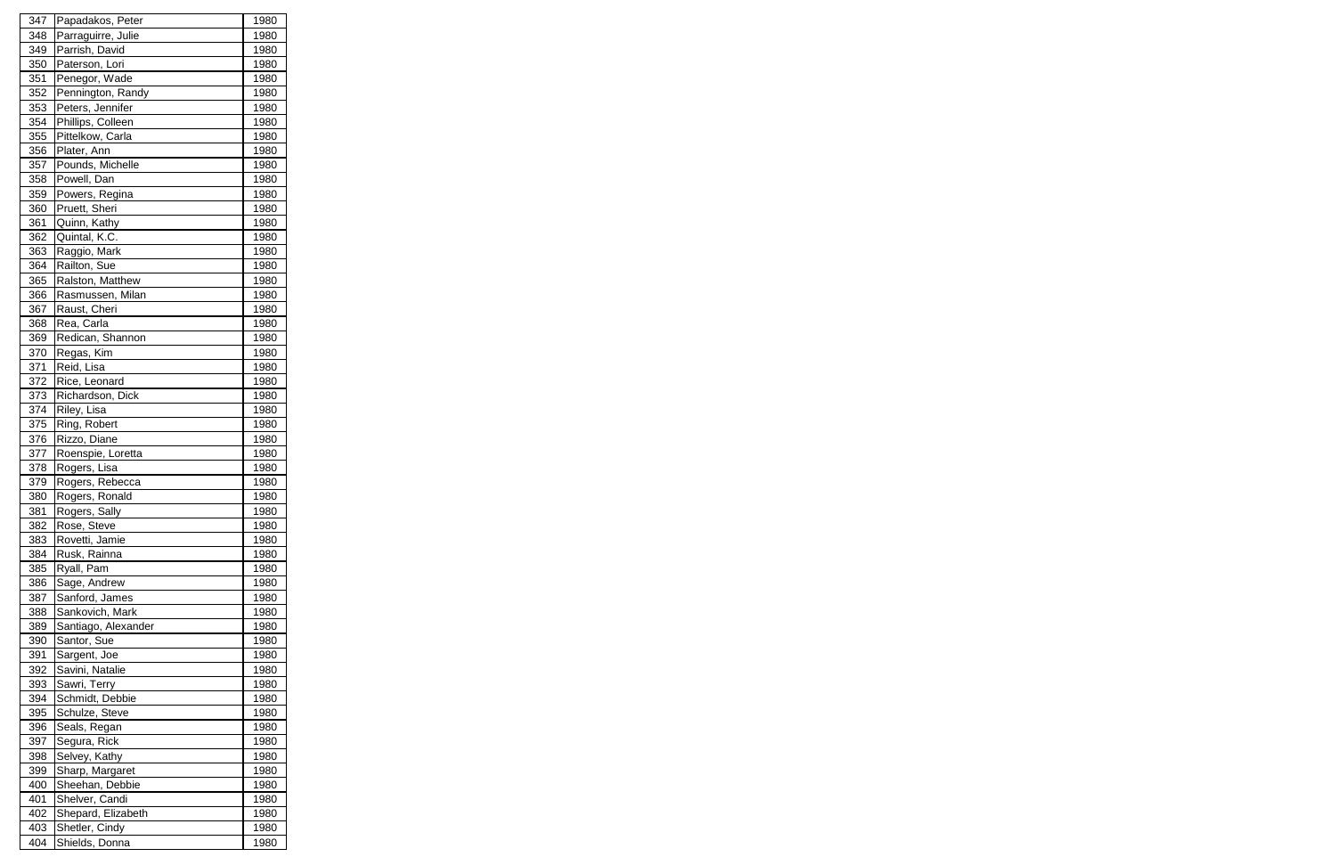| 347 | Papadakos, Peter | 1980 |
|---|---|---|
| 348 | Parraguirre, Julie | 1980 |
| 349 | Parrish, David | 1980 |
| 350 | Paterson, Lori | 1980 |
| 351 | Penegor, Wade | 1980 |
| 352 | Pennington, Randy | 1980 |
| 353 | Peters, Jennifer | 1980 |
| 354 | Phillips, Colleen | 1980 |
| 355 | Pittelkow, Carla | 1980 |
| 356 | Plater, Ann | 1980 |
| 357 | Pounds, Michelle | 1980 |
| 358 | Powell, Dan | 1980 |
| 359 | Powers, Regina | 1980 |
| 360 | Pruett, Sheri | 1980 |
| 361 | Quinn, Kathy | 1980 |
| 362 | Quintal, K.C. | 1980 |
| 363 | Raggio, Mark | 1980 |
| 364 | Railton, Sue | 1980 |
| 365 | Ralston, Matthew | 1980 |
| 366 | Rasmussen, Milan | 1980 |
| 367 | Raust, Cheri | 1980 |
| 368 | Rea, Carla | 1980 |
| 369 | Redican, Shannon | 1980 |
| 370 | Regas, Kim | 1980 |
| 371 | Reid, Lisa | 1980 |
| 372 | Rice, Leonard | 1980 |
| 373 | Richardson, Dick | 1980 |
| 374 | Riley, Lisa | 1980 |
| 375 | Ring, Robert | 1980 |
| 376 | Rizzo, Diane | 1980 |
| 377 | Roenspie, Loretta | 1980 |
| 378 | Rogers, Lisa | 1980 |
| 379 | Rogers, Rebecca | 1980 |
| 380 | Rogers, Ronald | 1980 |
| 381 | Rogers, Sally | 1980 |
| 382 | Rose, Steve | 1980 |
| 383 | Rovetti, Jamie | 1980 |
| 384 | Rusk, Rainna | 1980 |
| 385 | Ryall, Pam | 1980 |
| 386 | Sage, Andrew | 1980 |
| 387 | Sanford, James | 1980 |
| 388 | Sankovich, Mark | 1980 |
| 389 | Santiago, Alexander | 1980 |
| 390 | Santor, Sue | 1980 |
| 391 | Sargent, Joe | 1980 |
| 392 | Savini, Natalie | 1980 |
| 393 | Sawri, Terry | 1980 |
| 394 | Schmidt, Debbie | 1980 |
| 395 | Schulze, Steve | 1980 |
| 396 | Seals, Regan | 1980 |
| 397 | Segura, Rick | 1980 |
| 398 | Selvey, Kathy | 1980 |
| 399 | Sharp, Margaret | 1980 |
| 400 | Sheehan, Debbie | 1980 |
| 401 | Shelver, Candi | 1980 |
| 402 | Shepard, Elizabeth | 1980 |
| 403 | Shetler, Cindy | 1980 |
| 404 | Shields, Donna | 1980 |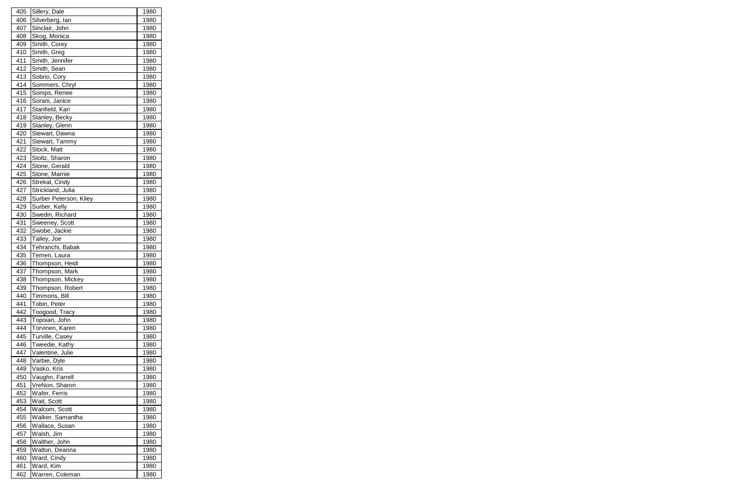| 405 | Sillery, Dale | 1980 |
|---|---|---|
| 406 | Silverberg, Ian | 1980 |
| 407 | Sinclair, John | 1980 |
| 408 | Skog, Monica | 1980 |
| 409 | Smith, Corey | 1980 |
| 410 | Smith, Greg | 1980 |
| 411 | Smith, Jennifer | 1980 |
| 412 | Smith, Sean | 1980 |
| 413 | Sobrio, Cory | 1980 |
| 414 | Sommers, Chryl | 1980 |
| 415 | Somps, Renee | 1980 |
| 416 | Sorani, Janice | 1980 |
| 417 | Stanfield, Kari | 1980 |
| 418 | Stanley, Becky | 1980 |
| 419 | Stanley, Glenn | 1980 |
| 420 | Stewart, Dawna | 1980 |
| 421 | Stewart, Tammy | 1980 |
| 422 | Stock, Matt | 1980 |
| 423 | Stoltz, Sharon | 1980 |
| 424 | Stone, Gerald | 1980 |
| 425 | Stone, Marnie | 1980 |
| 426 | Strekal, Cindy | 1980 |
| 427 | Strickland, Julia | 1980 |
| 428 | Surber Peterson, Kiley | 1980 |
| 429 | Surber, Kelly | 1980 |
| 430 | Swedin, Richard | 1980 |
| 431 | Sweeney, Scott | 1980 |
| 432 | Swobe, Jackie | 1980 |
| 433 | Tailey, Joe | 1980 |
| 434 | Tehranchi, Babak | 1980 |
| 435 | Temen, Laura | 1980 |
| 436 | Thompson, Heidi | 1980 |
| 437 | Thompson, Mark | 1980 |
| 438 | Thompson, Mickey | 1980 |
| 439 | Thompson, Robert | 1980 |
| 440 | Timmons, Bill | 1980 |
| 441 | Tobin, Peter | 1980 |
| 442 | Toogood, Tracy | 1980 |
| 443 | Topoian, John | 1980 |
| 444 | Torvinen, Karen | 1980 |
| 445 | Turville, Casey | 1980 |
| 446 | Tweedie, Kathy | 1980 |
| 447 | Valentine, Julie | 1980 |
| 448 | Varbie, Dyle | 1980 |
| 449 | Vasko, Kris | 1980 |
| 450 | Vaughn, Farrell | 1980 |
| 451 | VreNon, Sharon | 1980 |
| 452 | Wafer, Ferris | 1980 |
| 453 | Wait, Scott | 1980 |
| 454 | Walcom, Scott | 1980 |
| 455 | Walker, Samantha | 1980 |
| 456 | Wallace, Susan | 1980 |
| 457 | Walsh, Jim | 1980 |
| 458 | Walther, John | 1980 |
| 459 | Walton, Deanna | 1980 |
| 460 | Ward, Cindy | 1980 |
| 461 | Ward, Kim | 1980 |
| 462 | Warren, Coleman | 1980 |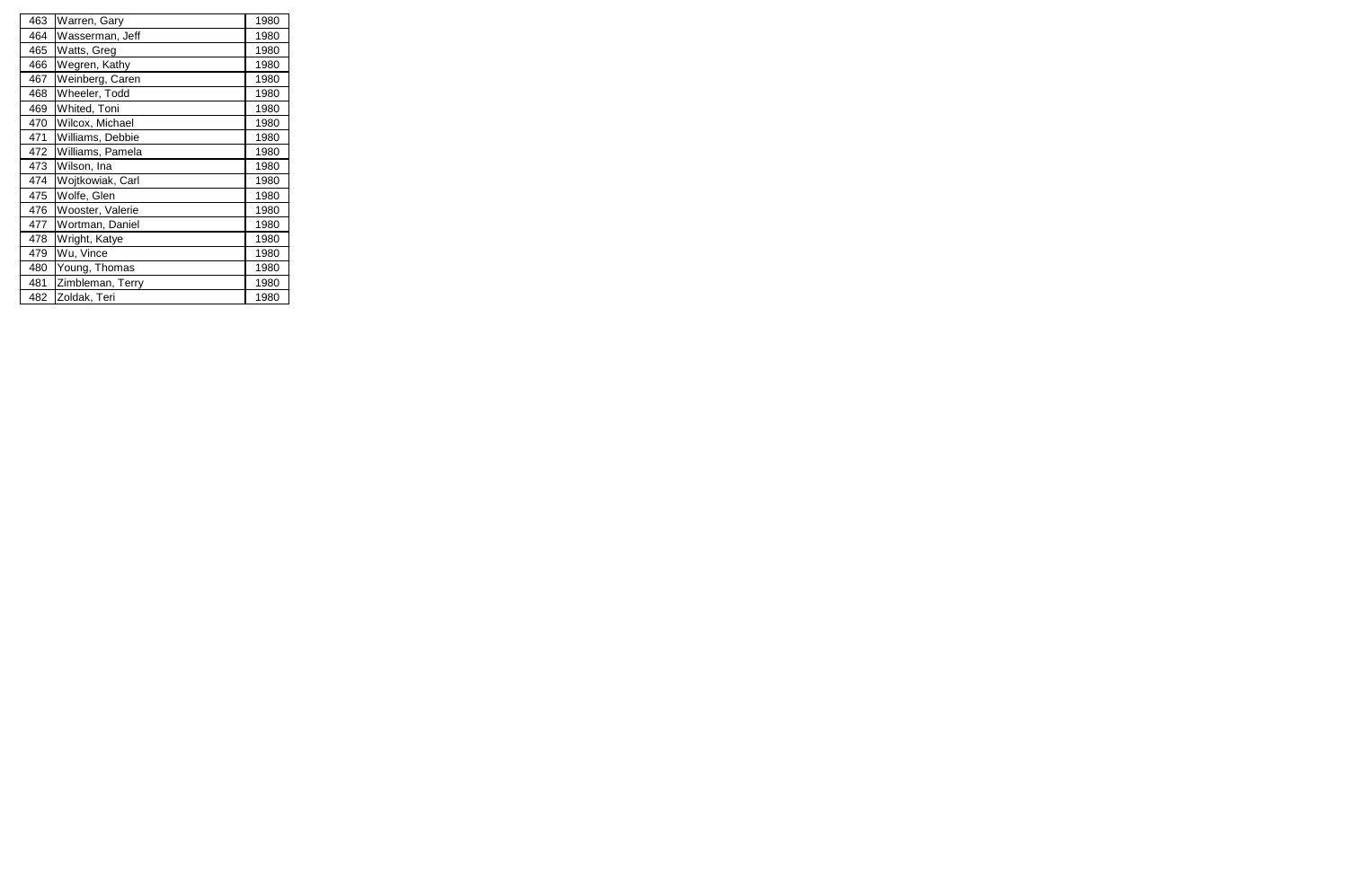| | | |
|---|---|---|
| 463 | Warren, Gary | 1980 |
| 464 | Wasserman, Jeff | 1980 |
| 465 | Watts, Greg | 1980 |
| 466 | Wegren, Kathy | 1980 |
| 467 | Weinberg, Caren | 1980 |
| 468 | Wheeler, Todd | 1980 |
| 469 | Whited, Toni | 1980 |
| 470 | Wilcox, Michael | 1980 |
| 471 | Williams, Debbie | 1980 |
| 472 | Williams, Pamela | 1980 |
| 473 | Wilson, Ina | 1980 |
| 474 | Wojtkowiak, Carl | 1980 |
| 475 | Wolfe, Glen | 1980 |
| 476 | Wooster, Valerie | 1980 |
| 477 | Wortman, Daniel | 1980 |
| 478 | Wright, Katye | 1980 |
| 479 | Wu, Vince | 1980 |
| 480 | Young, Thomas | 1980 |
| 481 | Zimbleman, Terry | 1980 |
| 482 | Zoldak, Teri | 1980 |